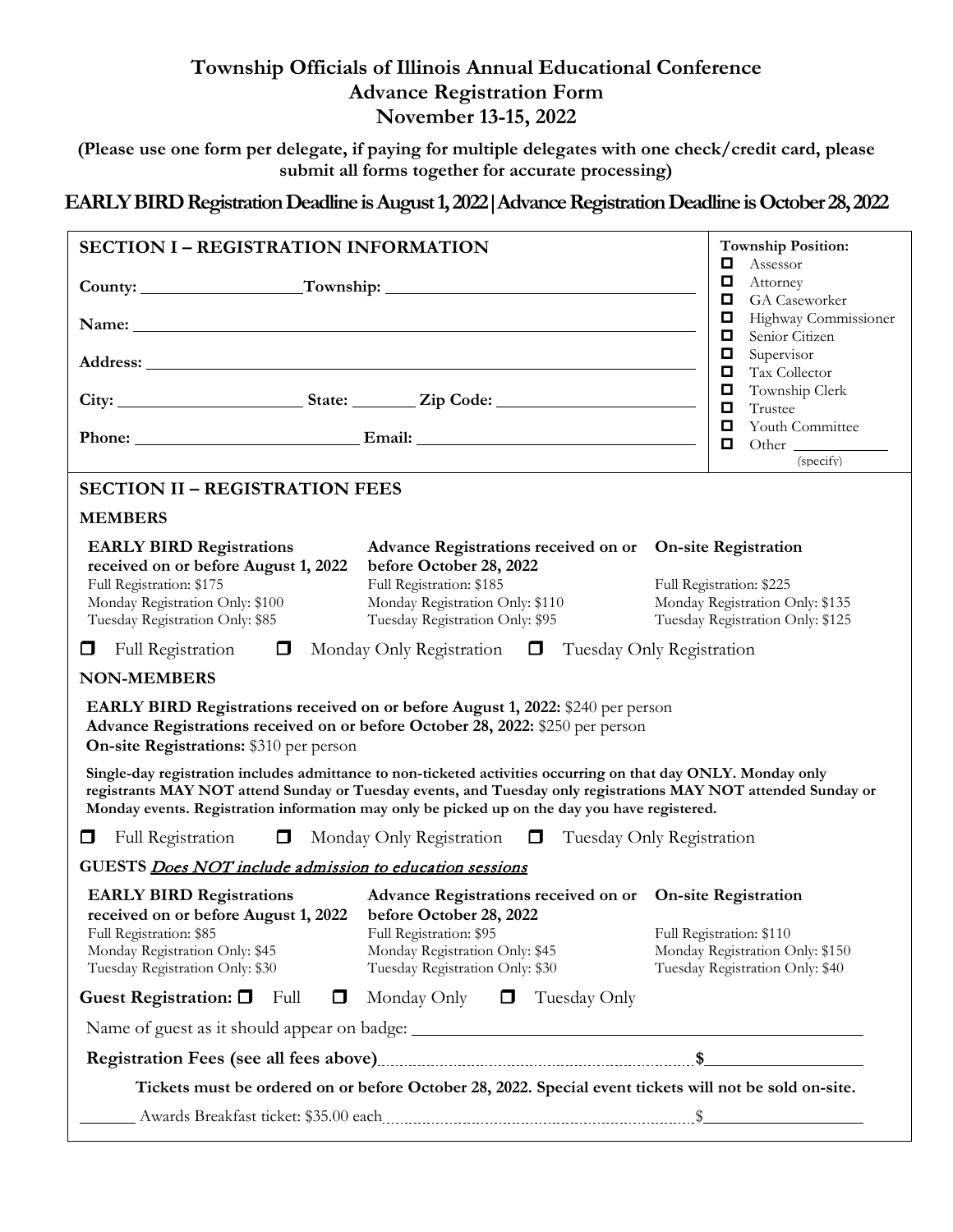# Township Officials of Illinois Annual Educational Conference
# Advance Registration Form
# November 13-15, 2022

**(Please use one form per delegate, if paying for multiple delegates with one check/credit card, please submit all forms together for accurate processing)**

**EARLY BIRD Registration Deadline is August 1, 2022 | Advance Registration Deadline is October 28, 2022**

## SECTION I – REGISTRATION INFORMATION

**County:** ____________ **Township:** ____________________

**Name:** ________________________________

**Address:** ________________________________

**City:** ____________ **State:** ______ **Zip Code:** ____________

**Phone:** ____________ **Email:** ____________________

**Township Position:**

- ☐ Assessor
- ☐ Attorney
- ☐ GA Caseworker
- ☐ Highway Commissioner
- ☐ Senior Citizen
- ☐ Supervisor
- ☐ Tax Collector
- ☐ Township Clerk
- ☐ Trustee
- ☐ Youth Committee
- ☐ Other ________ (specify)

## SECTION II – REGISTRATION FEES

### MEMBERS

| EARLY BIRD Registrations received on or before August 1, 2022 | Advance Registrations received on or before October 28, 2022 | On-site Registration |
|---|---|---|
| Full Registration: $175 | Full Registration: $185 | Full Registration: $225 |
| Monday Registration Only: $100 | Monday Registration Only: $110 | Monday Registration Only: $135 |
| Tuesday Registration Only: $85 | Tuesday Registration Only: $95 | Tuesday Registration Only: $125 |

☐ Full Registration ☐ Monday Only Registration ☐ Tuesday Only Registration

### NON-MEMBERS

**EARLY BIRD Registrations received on or before August 1, 2022:** $240 per person
**Advance Registrations received on or before October 28, 2022:** $250 per person
**On-site Registrations:** $310 per person

**Single-day registration includes admittance to non-ticketed activities occurring on that day ONLY. Monday only registrants MAY NOT attend Sunday or Tuesday events, and Tuesday only registrations MAY NOT attended Sunday or Monday events. Registration information may only be picked up on the day you have registered.**

☐ Full Registration ☐ Monday Only Registration ☐ Tuesday Only Registration

### GUESTS *Does NOT include admission to education sessions*

| EARLY BIRD Registrations received on or before August 1, 2022 | Advance Registrations received on or before October 28, 2022 | On-site Registration |
|---|---|---|
| Full Registration: $85 | Full Registration: $95 | Full Registration: $110 |
| Monday Registration Only: $45 | Monday Registration Only: $45 | Monday Registration Only: $150 |
| Tuesday Registration Only: $30 | Tuesday Registration Only: $30 | Tuesday Registration Only: $40 |

**Guest Registration:** ☐ Full ☐ Monday Only ☐ Tuesday Only

Name of guest as it should appear on badge: ________________________

**Registration Fees (see all fees above)**.................................... **$**__________

**Tickets must be ordered on or before October 28, 2022. Special event tickets will not be sold on-site.**

______ Awards Breakfast ticket: $35.00 each.................................... $__________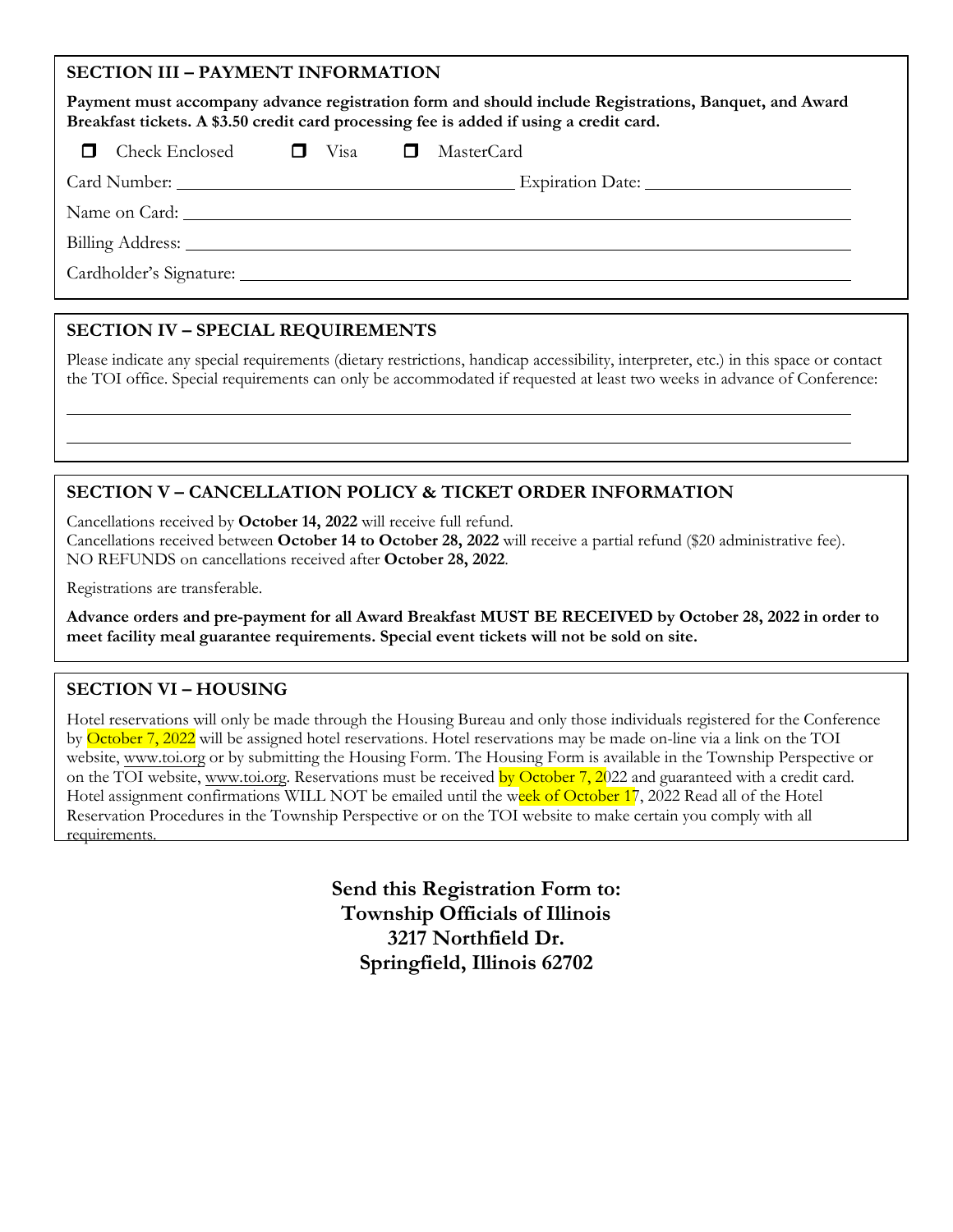## SECTION III – PAYMENT INFORMATION

**Payment must accompany advance registration form and should include Registrations, Banquet, and Award Breakfast tickets. A $3.50 credit card processing fee is added if using a credit card.**

☐ Check Enclosed ☐ Visa ☐ MasterCard

Card Number: ______________________________ Expiration Date: ____________________

Name on Card: ________________________________________________________________

Billing Address: _______________________________________________________________

Cardholder's Signature: _________________________________________________________

## SECTION IV – SPECIAL REQUIREMENTS

Please indicate any special requirements (dietary restrictions, handicap accessibility, interpreter, etc.) in this space or contact the TOI office. Special requirements can only be accommodated if requested at least two weeks in advance of Conference:

_______________________________________________________________________________

_______________________________________________________________________________

## SECTION V – CANCELLATION POLICY & TICKET ORDER INFORMATION

Cancellations received by **October 14, 2022** will receive full refund.
Cancellations received between **October 14 to October 28, 2022** will receive a partial refund ($20 administrative fee).
NO REFUNDS on cancellations received after **October 28, 2022**.

Registrations are transferable.

**Advance orders and pre-payment for all Award Breakfast MUST BE RECEIVED by October 28, 2022 in order to meet facility meal guarantee requirements. Special event tickets will not be sold on site.**

## SECTION VI – HOUSING

Hotel reservations will only be made through the Housing Bureau and only those individuals registered for the Conference by October 7, 2022 will be assigned hotel reservations. Hotel reservations may be made on-line via a link on the TOI website, www.toi.org or by submitting the Housing Form. The Housing Form is available in the Township Perspective or on the TOI website, www.toi.org. Reservations must be received by October 7, 2022 and guaranteed with a credit card. Hotel assignment confirmations WILL NOT be emailed until the week of October 17, 2022 Read all of the Hotel Reservation Procedures in the Township Perspective or on the TOI website to make certain you comply with all requirements.

**Send this Registration Form to:**
**Township Officials of Illinois**
**3217 Northfield Dr.**
**Springfield, Illinois 62702**